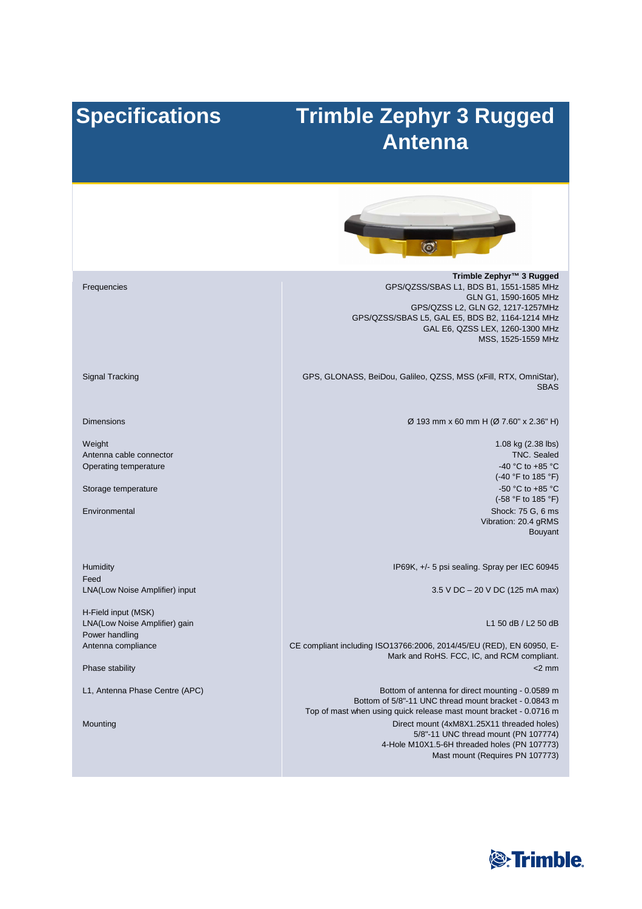# Specifications

# Trimble Zephyr 3 Rugged Antenna

| | **Trimble Zephyr™ 3 Rugged** |
|---|---|
| Frequencies | GPS/QZSS/SBAS L1, BDS B1, 1551-1585 MHz<br>GLN G1, 1590-1605 MHz<br>GPS/QZSS L2, GLN G2, 1217-1257MHz<br>GPS/QZSS/SBAS L5, GAL E5, BDS B2, 1164-1214 MHz<br>GAL E6, QZSS LEX, 1260-1300 MHz<br>MSS, 1525-1559 MHz |
| Signal Tracking | GPS, GLONASS, BeiDou, Galileo, QZSS, MSS (xFill, RTX, OmniStar), SBAS |
| Dimensions | Ø 193 mm x 60 mm H (Ø 7.60" x 2.36" H) |
| Weight | 1.08 kg (2.38 lbs) |
| Antenna cable connector | TNC. Sealed |
| Operating temperature | -40 °C to +85 °C<br>(-40 °F to 185 °F) |
| Storage temperature | -50 °C to +85 °C<br>(-58 °F to 185 °F) |
| Environmental | Shock: 75 G, 6 ms<br>Vibration: 20.4 gRMS<br>Bouyant |
| Humidity | IP69K, +/- 5 psi sealing. Spray per IEC 60945 |
| Feed | |
| LNA(Low Noise Amplifier) input | 3.5 V DC – 20 V DC (125 mA max) |
| H-Field input (MSK) | |
| LNA(Low Noise Amplifier) gain | L1 50 dB / L2 50 dB |
| Power handling | |
| Antenna compliance | CE compliant including ISO13766:2006, 2014/45/EU (RED), EN 60950, E-Mark and RoHS. FCC, IC, and RCM compliant. |
| Phase stability | <2 mm |
| L1, Antenna Phase Centre (APC) | Bottom of antenna for direct mounting - 0.0589 m<br>Bottom of 5/8"-11 UNC thread mount bracket - 0.0843 m<br>Top of mast when using quick release mast mount bracket - 0.0716 m |
| Mounting | Direct mount (4xM8X1.25X11 threaded holes)<br>5/8"-11 UNC thread mount (PN 107774)<br>4-Hole M10X1.5-6H threaded holes (PN 107773)<br>Mast mount (Requires PN 107773) |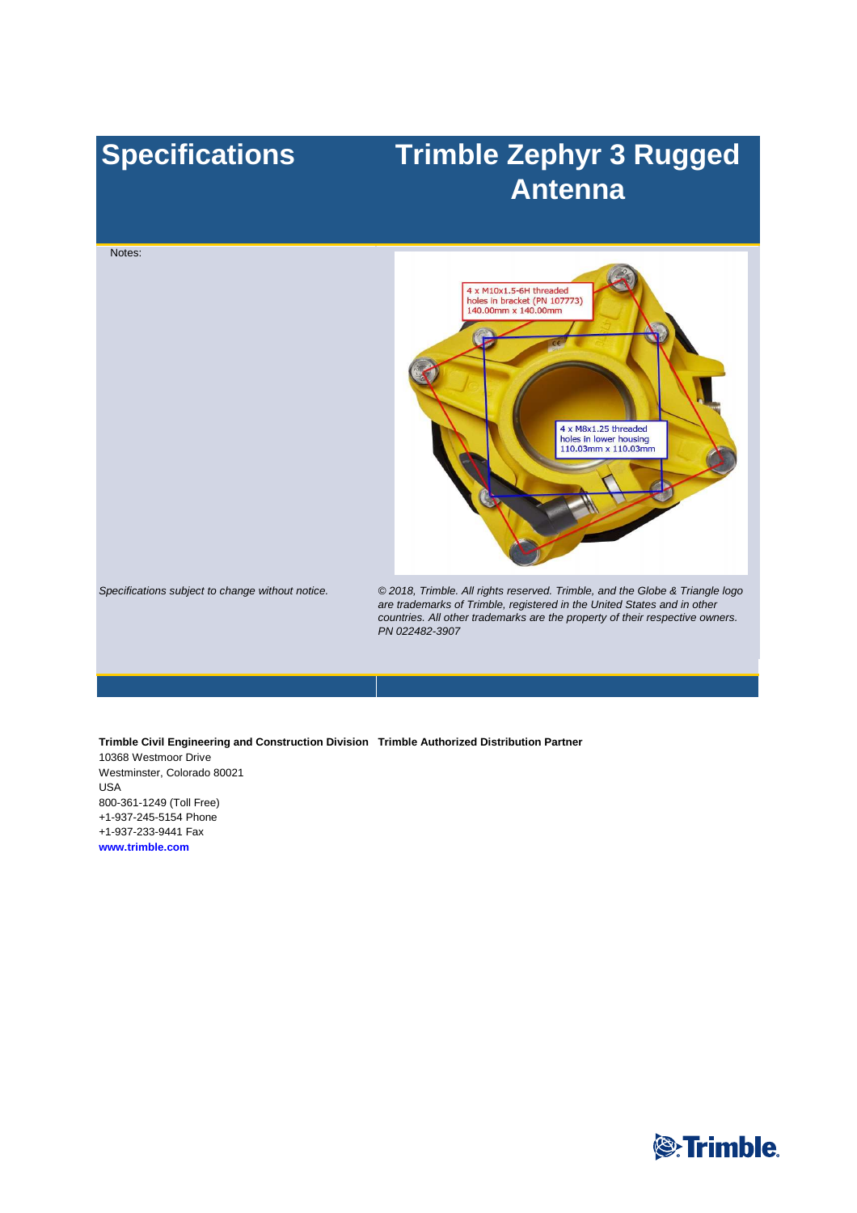# Specifications

# Trimble Zephyr 3 Rugged Antenna

Notes:

4 x M10x1.5-6H threaded holes in bracket (PN 107773) 140.00mm x 140.00mm

4 x M8x1.25 threaded holes in lower housing 110.03mm x 110.03mm

*Specifications subject to change without notice.*

*© 2018, Trimble. All rights reserved. Trimble, and the Globe & Triangle logo are trademarks of Trimble, registered in the United States and in other countries. All other trademarks are the property of their respective owners. PN 022482-3907*

**Trimble Civil Engineering and Construction Division**
10368 Westmoor Drive
Westminster, Colorado 80021
USA
800-361-1249 (Toll Free)
+1-937-245-5154 Phone
+1-937-233-9441 Fax
**www.trimble.com**

**Trimble Authorized Distribution Partner**